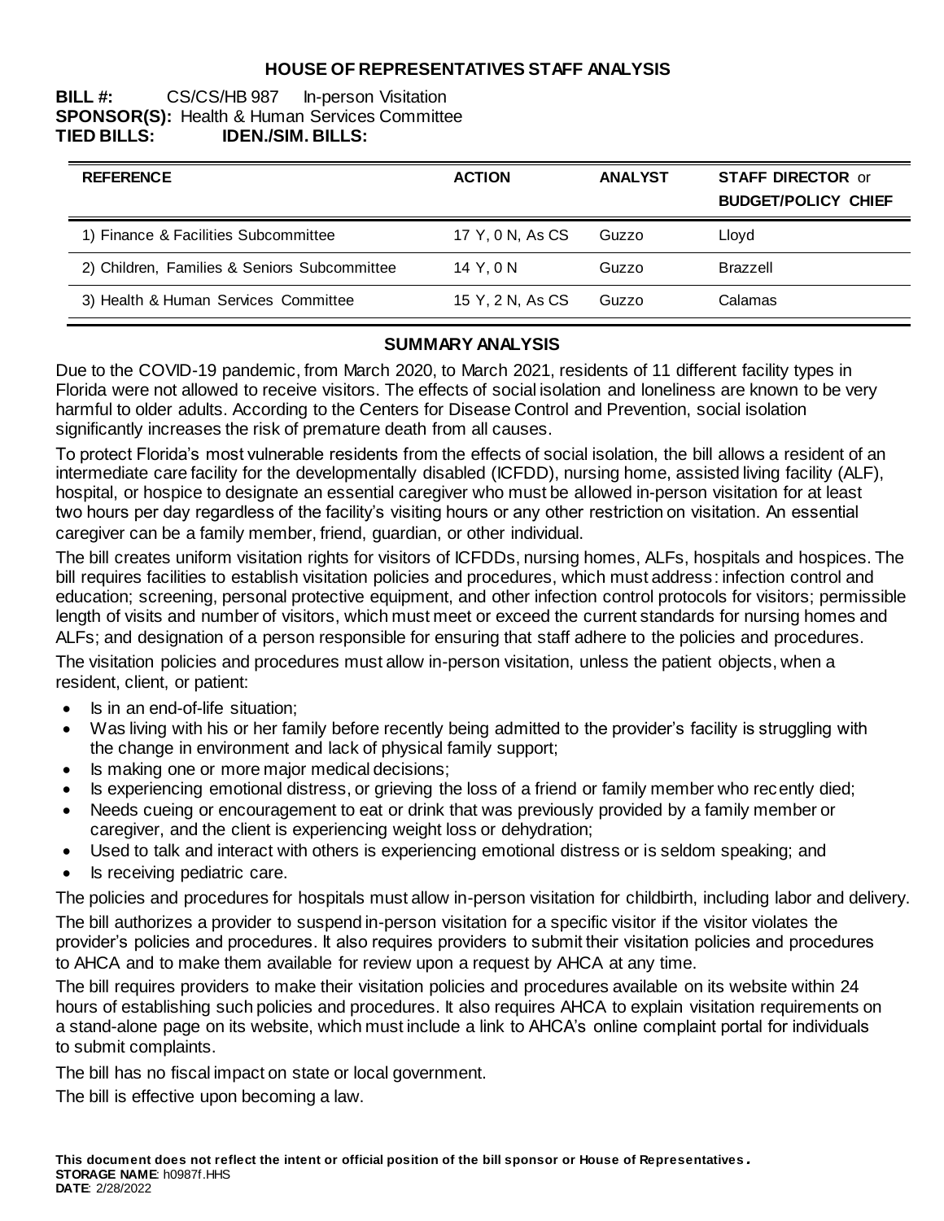# HOUSE OF REPRESENTATIVES STAFF ANALYSIS

**BILL #:** CS/CS/HB 987 In-person Visitation
**SPONSOR(S):** Health & Human Services Committee
**TIED BILLS:** **IDEN./SIM. BILLS:**

| REFERENCE | ACTION | ANALYST | STAFF DIRECTOR or BUDGET/POLICY CHIEF |
|---|---|---|---|
| 1) Finance & Facilities Subcommittee | 17 Y, 0 N, As CS | Guzzo | Lloyd |
| 2) Children, Families & Seniors Subcommittee | 14 Y, 0 N | Guzzo | Brazzell |
| 3) Health & Human Services Committee | 15 Y, 2 N, As CS | Guzzo | Calamas |

## SUMMARY ANALYSIS

Due to the COVID-19 pandemic, from March 2020, to March 2021, residents of 11 different facility types in Florida were not allowed to receive visitors. The effects of social isolation and loneliness are known to be very harmful to older adults. According to the Centers for Disease Control and Prevention, social isolation significantly increases the risk of premature death from all causes.

To protect Florida's most vulnerable residents from the effects of social isolation, the bill allows a resident of an intermediate care facility for the developmentally disabled (ICFDD), nursing home, assisted living facility (ALF), hospital, or hospice to designate an essential caregiver who must be allowed in-person visitation for at least two hours per day regardless of the facility's visiting hours or any other restriction on visitation. An essential caregiver can be a family member, friend, guardian, or other individual.

The bill creates uniform visitation rights for visitors of ICFDDs, nursing homes, ALFs, hospitals and hospices. The bill requires facilities to establish visitation policies and procedures, which must address: infection control and education; screening, personal protective equipment, and other infection control protocols for visitors; permissible length of visits and number of visitors, which must meet or exceed the current standards for nursing homes and ALFs; and designation of a person responsible for ensuring that staff adhere to the policies and procedures.

The visitation policies and procedures must allow in-person visitation, unless the patient objects, when a resident, client, or patient:

- Is in an end-of-life situation;
- Was living with his or her family before recently being admitted to the provider's facility is struggling with the change in environment and lack of physical family support;
- Is making one or more major medical decisions;
- Is experiencing emotional distress, or grieving the loss of a friend or family member who recently died;
- Needs cueing or encouragement to eat or drink that was previously provided by a family member or caregiver, and the client is experiencing weight loss or dehydration;
- Used to talk and interact with others is experiencing emotional distress or is seldom speaking; and
- Is receiving pediatric care.

The policies and procedures for hospitals must allow in-person visitation for childbirth, including labor and delivery.

The bill authorizes a provider to suspend in-person visitation for a specific visitor if the visitor violates the provider's policies and procedures. It also requires providers to submit their visitation policies and procedures to AHCA and to make them available for review upon a request by AHCA at any time.

The bill requires providers to make their visitation policies and procedures available on its website within 24 hours of establishing such policies and procedures. It also requires AHCA to explain visitation requirements on a stand-alone page on its website, which must include a link to AHCA's online complaint portal for individuals to submit complaints.

The bill has no fiscal impact on state or local government.

The bill is effective upon becoming a law.

**This document does not reflect the intent or official position of the bill sponsor or House of Representatives.**
**STORAGE NAME**: h0987f.HHS
**DATE**: 2/28/2022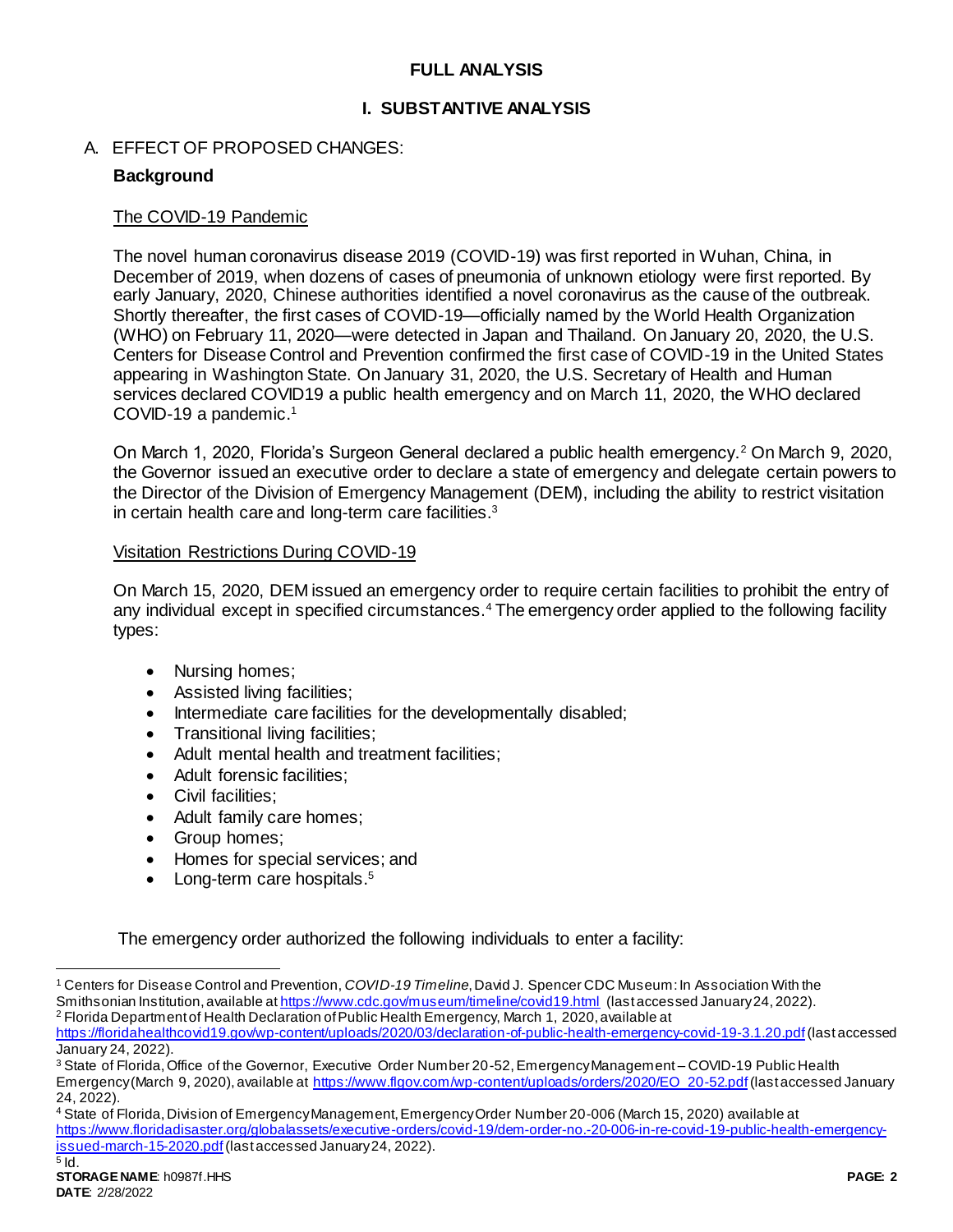# FULL ANALYSIS

## I. SUBSTANTIVE ANALYSIS

### A. EFFECT OF PROPOSED CHANGES:

**Background**

The COVID-19 Pandemic

The novel human coronavirus disease 2019 (COVID-19) was first reported in Wuhan, China, in December of 2019, when dozens of cases of pneumonia of unknown etiology were first reported. By early January, 2020, Chinese authorities identified a novel coronavirus as the cause of the outbreak. Shortly thereafter, the first cases of COVID-19—officially named by the World Health Organization (WHO) on February 11, 2020—were detected in Japan and Thailand. On January 20, 2020, the U.S. Centers for Disease Control and Prevention confirmed the first case of COVID-19 in the United States appearing in Washington State. On January 31, 2020, the U.S. Secretary of Health and Human services declared COVID19 a public health emergency and on March 11, 2020, the WHO declared COVID-19 a pandemic.[1]

On March 1, 2020, Florida's Surgeon General declared a public health emergency.[2] On March 9, 2020, the Governor issued an executive order to declare a state of emergency and delegate certain powers to the Director of the Division of Emergency Management (DEM), including the ability to restrict visitation in certain health care and long-term care facilities.[3]

Visitation Restrictions During COVID-19

On March 15, 2020, DEM issued an emergency order to require certain facilities to prohibit the entry of any individual except in specified circumstances.[4] The emergency order applied to the following facility types:

- Nursing homes;
- Assisted living facilities;
- Intermediate care facilities for the developmentally disabled;
- Transitional living facilities;
- Adult mental health and treatment facilities;
- Adult forensic facilities;
- Civil facilities;
- Adult family care homes;
- Group homes;
- Homes for special services; and
- Long-term care hospitals.[5]

The emergency order authorized the following individuals to enter a facility:

---

[1] Centers for Disease Control and Prevention, *COVID-19 Timeline*, David J. Spencer CDC Museum: In Association With the Smithsonian Institution, available at https://www.cdc.gov/museum/timeline/covid19.html (last accessed January 24, 2022).

[2] Florida Department of Health Declaration of Public Health Emergency, March 1, 2020, available at https://floridahealthcovid19.gov/wp-content/uploads/2020/03/declaration-of-public-health-emergency-covid-19-3.1.20.pdf (last accessed January 24, 2022).

[3] State of Florida, Office of the Governor, Executive Order Number 20-52, Emergency Management – COVID-19 Public Health Emergency (March 9, 2020), available at https://www.flgov.com/wp-content/uploads/orders/2020/EO_20-52.pdf (last accessed January 24, 2022).

[4] State of Florida, Division of Emergency Management, Emergency Order Number 20-006 (March 15, 2020) available at https://www.floridadisaster.org/globalassets/executive-orders/covid-19/dem-order-no.-20-006-in-re-covid-19-public-health-emergency-issued-march-15-2020.pdf (last accessed January 24, 2022).

[5] Id.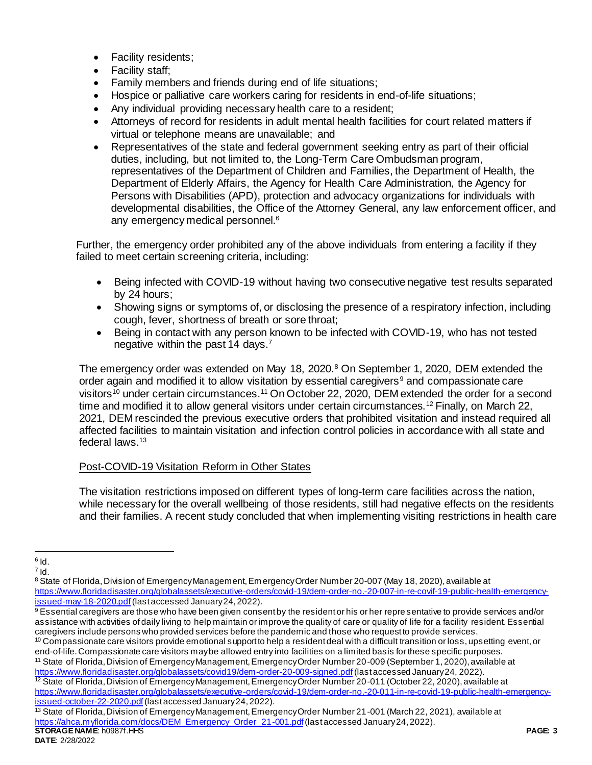- Facility residents;
- Facility staff;
- Family members and friends during end of life situations;
- Hospice or palliative care workers caring for residents in end-of-life situations;
- Any individual providing necessary health care to a resident;
- Attorneys of record for residents in adult mental health facilities for court related matters if virtual or telephone means are unavailable; and
- Representatives of the state and federal government seeking entry as part of their official duties, including, but not limited to, the Long-Term Care Ombudsman program, representatives of the Department of Children and Families, the Department of Health, the Department of Elderly Affairs, the Agency for Health Care Administration, the Agency for Persons with Disabilities (APD), protection and advocacy organizations for individuals with developmental disabilities, the Office of the Attorney General, any law enforcement officer, and any emergency medical personnel.[6]

Further, the emergency order prohibited any of the above individuals from entering a facility if they failed to meet certain screening criteria, including:

- Being infected with COVID-19 without having two consecutive negative test results separated by 24 hours;
- Showing signs or symptoms of, or disclosing the presence of a respiratory infection, including cough, fever, shortness of breath or sore throat;
- Being in contact with any person known to be infected with COVID-19, who has not tested negative within the past 14 days.[7]

The emergency order was extended on May 18, 2020.[8] On September 1, 2020, DEM extended the order again and modified it to allow visitation by essential caregivers[9] and compassionate care visitors[10] under certain circumstances.[11] On October 22, 2020, DEM extended the order for a second time and modified it to allow general visitors under certain circumstances.[12] Finally, on March 22, 2021, DEM rescinded the previous executive orders that prohibited visitation and instead required all affected facilities to maintain visitation and infection control policies in accordance with all state and federal laws.[13]

Post-COVID-19 Visitation Reform in Other States

The visitation restrictions imposed on different types of long-term care facilities across the nation, while necessary for the overall wellbeing of those residents, still had negative effects on the residents and their families. A recent study concluded that when implementing visiting restrictions in health care

---

[6] Id.

[7] Id.

[8] State of Florida, Division of Emergency Management, Emergency Order Number 20-007 (May 18, 2020), available at https://www.floridadisaster.org/globalassets/executive-orders/covid-19/dem-order-no.-20-007-in-re-covif-19-public-health-emergency-issued-may-18-2020.pdf (last accessed January 24, 2022).

[9] Essential caregivers are those who have been given consent by the resident or his or her representative to provide services and/or assistance with activities of daily living to help maintain or improve the quality of care or quality of life for a facility resident. Essential caregivers include persons who provided services before the pandemic and those who request to provide services.

[10] Compassionate care visitors provide emotional support to help a resident deal with a difficult transition or loss, upsetting event, or end-of-life. Compassionate care visitors may be allowed entry into facilities on a limited basis for these specific purposes.

[11] State of Florida, Division of Emergency Management, Emergency Order Number 20-009 (September 1, 2020), available at https://www.floridadisaster.org/globalassets/covid19/dem-order-20-009-signed.pdf (last accessed January 24, 2022).

[12] State of Florida, Division of Emergency Management, Emergency Order Number 20-011 (October 22, 2020), available at https://www.floridadisaster.org/globalassets/executive-orders/covid-19/dem-order-no.-20-011-in-re-covid-19-public-health-emergency-issued-october-22-2020.pdf (last accessed January 24, 2022).

[13] State of Florida, Division of Emergency Management, Emergency Order Number 21-001 (March 22, 2021), available at https://ahca.myflorida.com/docs/DEM_Emergency_Order_21-001.pdf (last accessed January 24, 2022).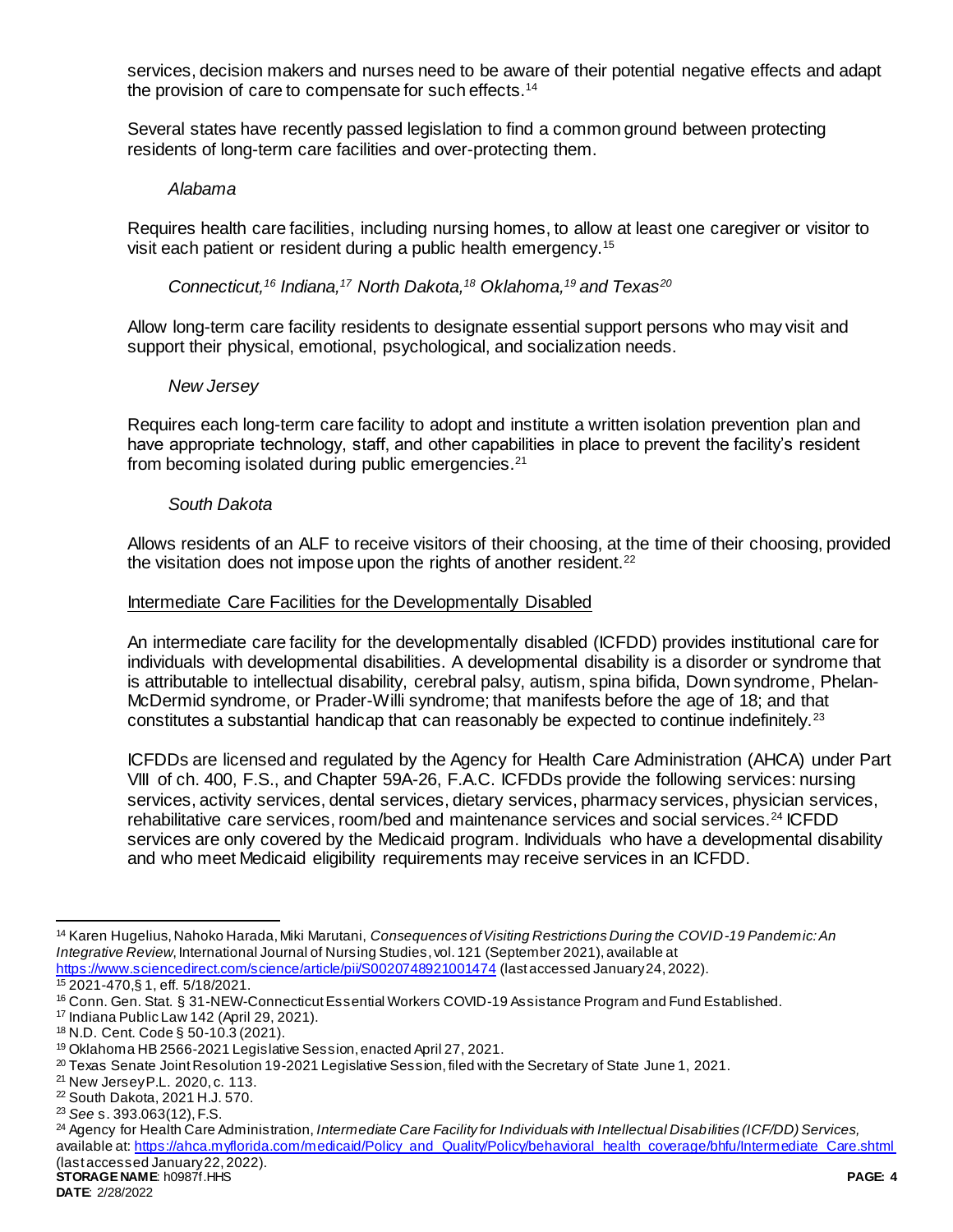services, decision makers and nurses need to be aware of their potential negative effects and adapt the provision of care to compensate for such effects.[14]

Several states have recently passed legislation to find a common ground between protecting residents of long-term care facilities and over-protecting them.

*Alabama*

Requires health care facilities, including nursing homes, to allow at least one caregiver or visitor to visit each patient or resident during a public health emergency.[15]

*Connecticut,[16] Indiana,[17] North Dakota,[18] Oklahoma,[19] and Texas[20]*

Allow long-term care facility residents to designate essential support persons who may visit and support their physical, emotional, psychological, and socialization needs.

*New Jersey*

Requires each long-term care facility to adopt and institute a written isolation prevention plan and have appropriate technology, staff, and other capabilities in place to prevent the facility's resident from becoming isolated during public emergencies.[21]

*South Dakota*

Allows residents of an ALF to receive visitors of their choosing, at the time of their choosing, provided the visitation does not impose upon the rights of another resident.[22]

Intermediate Care Facilities for the Developmentally Disabled

An intermediate care facility for the developmentally disabled (ICFDD) provides institutional care for individuals with developmental disabilities. A developmental disability is a disorder or syndrome that is attributable to intellectual disability, cerebral palsy, autism, spina bifida, Down syndrome, Phelan-McDermid syndrome, or Prader-Willi syndrome; that manifests before the age of 18; and that constitutes a substantial handicap that can reasonably be expected to continue indefinitely.[23]

ICFDDs are licensed and regulated by the Agency for Health Care Administration (AHCA) under Part VIII of ch. 400, F.S., and Chapter 59A-26, F.A.C. ICFDDs provide the following services: nursing services, activity services, dental services, dietary services, pharmacy services, physician services, rehabilitative care services, room/bed and maintenance services and social services.[24] ICFDD services are only covered by the Medicaid program. Individuals who have a developmental disability and who meet Medicaid eligibility requirements may receive services in an ICFDD.

---

[14] Karen Hugelius, Nahoko Harada, Miki Marutani, *Consequences of Visiting Restrictions During the COVID-19 Pandemic: An Integrative Review*, International Journal of Nursing Studies, vol. 121 (September 2021), available at https://www.sciencedirect.com/science/article/pii/S0020748921001474 (last accessed January 24, 2022).

[15] 2021-470, § 1, eff. 5/18/2021.

[16] Conn. Gen. Stat. § 31-NEW-Connecticut Essential Workers COVID-19 Assistance Program and Fund Established.

[17] Indiana Public Law 142 (April 29, 2021).

[18] N.D. Cent. Code § 50-10.3 (2021).

[19] Oklahoma HB 2566-2021 Legislative Session, enacted April 27, 2021.

[20] Texas Senate Joint Resolution 19-2021 Legislative Session, filed with the Secretary of State June 1, 2021.

[21] New Jersey P.L. 2020, c. 113.

[22] South Dakota, 2021 H.J. 570.

[23] *See* s. 393.063(12), F.S.

[24] Agency for Health Care Administration, *Intermediate Care Facility for Individuals with Intellectual Disabilities (ICF/DD) Services,* available at: https://ahca.myflorida.com/medicaid/Policy_and_Quality/Policy/behavioral_health_coverage/bhfu/Intermediate_Care.shtml (last accessed January 22, 2022).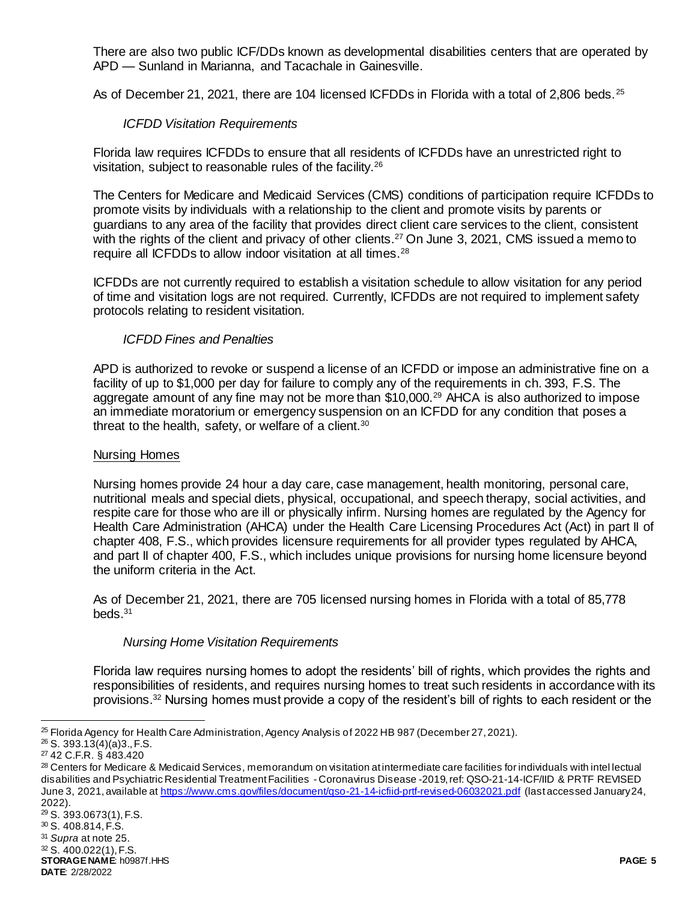There are also two public ICF/DDs known as developmental disabilities centers that are operated by APD — Sunland in Marianna, and Tacachale in Gainesville.

As of December 21, 2021, there are 104 licensed ICFDDs in Florida with a total of 2,806 beds.[25]

*ICFDD Visitation Requirements*

Florida law requires ICFDDs to ensure that all residents of ICFDDs have an unrestricted right to visitation, subject to reasonable rules of the facility.[26]

The Centers for Medicare and Medicaid Services (CMS) conditions of participation require ICFDDs to promote visits by individuals with a relationship to the client and promote visits by parents or guardians to any area of the facility that provides direct client care services to the client, consistent with the rights of the client and privacy of other clients.[27] On June 3, 2021, CMS issued a memo to require all ICFDDs to allow indoor visitation at all times.[28]

ICFDDs are not currently required to establish a visitation schedule to allow visitation for any period of time and visitation logs are not required. Currently, ICFDDs are not required to implement safety protocols relating to resident visitation.

*ICFDD Fines and Penalties*

APD is authorized to revoke or suspend a license of an ICFDD or impose an administrative fine on a facility of up to $1,000 per day for failure to comply any of the requirements in ch. 393, F.S. The aggregate amount of any fine may not be more than $10,000.[29] AHCA is also authorized to impose an immediate moratorium or emergency suspension on an ICFDD for any condition that poses a threat to the health, safety, or welfare of a client.[30]

<u>Nursing Homes</u>

Nursing homes provide 24 hour a day care, case management, health monitoring, personal care, nutritional meals and special diets, physical, occupational, and speech therapy, social activities, and respite care for those who are ill or physically infirm. Nursing homes are regulated by the Agency for Health Care Administration (AHCA) under the Health Care Licensing Procedures Act (Act) in part II of chapter 408, F.S., which provides licensure requirements for all provider types regulated by AHCA, and part II of chapter 400, F.S., which includes unique provisions for nursing home licensure beyond the uniform criteria in the Act.

As of December 21, 2021, there are 705 licensed nursing homes in Florida with a total of 85,778 beds.[31]

*Nursing Home Visitation Requirements*

Florida law requires nursing homes to adopt the residents' bill of rights, which provides the rights and responsibilities of residents, and requires nursing homes to treat such residents in accordance with its provisions.[32] Nursing homes must provide a copy of the resident's bill of rights to each resident or the

---

[25] Florida Agency for Health Care Administration, Agency Analysis of 2022 HB 987 (December 27, 2021).
[26] S. 393.13(4)(a)3., F.S.
[27] 42 C.F.R. § 483.420
[28] Centers for Medicare & Medicaid Services, memorandum on visitation at intermediate care facilities for individuals with intellectual disabilities and Psychiatric Residential Treatment Facilities - Coronavirus Disease -2019, ref: QSO-21-14-ICF/IID & PRTF REVISED June 3, 2021, available at https://www.cms.gov/files/document/qso-21-14-icfiid-prtf-revised-06032021.pdf (last accessed January 24, 2022).
[29] S. 393.0673(1), F.S.
[30] S. 408.814, F.S.
[31] *Supra* at note 25.
[32] S. 400.022(1), F.S.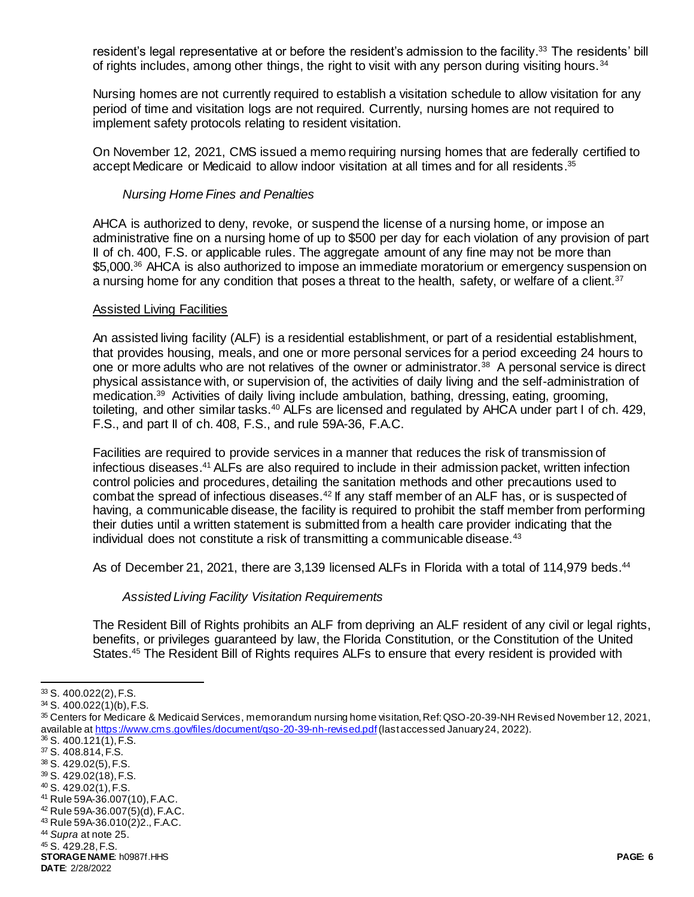resident's legal representative at or before the resident's admission to the facility.[33] The residents' bill of rights includes, among other things, the right to visit with any person during visiting hours.[34]

Nursing homes are not currently required to establish a visitation schedule to allow visitation for any period of time and visitation logs are not required. Currently, nursing homes are not required to implement safety protocols relating to resident visitation.

On November 12, 2021, CMS issued a memo requiring nursing homes that are federally certified to accept Medicare or Medicaid to allow indoor visitation at all times and for all residents.[35]

*Nursing Home Fines and Penalties*

AHCA is authorized to deny, revoke, or suspend the license of a nursing home, or impose an administrative fine on a nursing home of up to $500 per day for each violation of any provision of part II of ch. 400, F.S. or applicable rules. The aggregate amount of any fine may not be more than $5,000.[36] AHCA is also authorized to impose an immediate moratorium or emergency suspension on a nursing home for any condition that poses a threat to the health, safety, or welfare of a client.[37]

Assisted Living Facilities

An assisted living facility (ALF) is a residential establishment, or part of a residential establishment, that provides housing, meals, and one or more personal services for a period exceeding 24 hours to one or more adults who are not relatives of the owner or administrator.[38] A personal service is direct physical assistance with, or supervision of, the activities of daily living and the self-administration of medication.[39] Activities of daily living include ambulation, bathing, dressing, eating, grooming, toileting, and other similar tasks.[40] ALFs are licensed and regulated by AHCA under part I of ch. 429, F.S., and part II of ch. 408, F.S., and rule 59A-36, F.A.C.

Facilities are required to provide services in a manner that reduces the risk of transmission of infectious diseases.[41] ALFs are also required to include in their admission packet, written infection control policies and procedures, detailing the sanitation methods and other precautions used to combat the spread of infectious diseases.[42] If any staff member of an ALF has, or is suspected of having, a communicable disease, the facility is required to prohibit the staff member from performing their duties until a written statement is submitted from a health care provider indicating that the individual does not constitute a risk of transmitting a communicable disease.[43]

As of December 21, 2021, there are 3,139 licensed ALFs in Florida with a total of 114,979 beds.[44]

*Assisted Living Facility Visitation Requirements*

The Resident Bill of Rights prohibits an ALF from depriving an ALF resident of any civil or legal rights, benefits, or privileges guaranteed by law, the Florida Constitution, or the Constitution of the United States.[45] The Resident Bill of Rights requires ALFs to ensure that every resident is provided with

---

[33] S. 400.022(2), F.S.
[34] S. 400.022(1)(b), F.S.
[35] Centers for Medicare & Medicaid Services, memorandum nursing home visitation, Ref: QSO-20-39-NH Revised November 12, 2021, available at https://www.cms.gov/files/document/qso-20-39-nh-revised.pdf (last accessed January 24, 2022).
[36] S. 400.121(1), F.S.
[37] S. 408.814, F.S.
[38] S. 429.02(5), F.S.
[39] S. 429.02(18), F.S.
[40] S. 429.02(1), F.S.
[41] Rule 59A-36.007(10), F.A.C.
[42] Rule 59A-36.007(5)(d), F.A.C.
[43] Rule 59A-36.010(2)2., F.A.C.
[44] *Supra* at note 25.
[45] S. 429.28, F.S.

**STORAGE NAME**: h0987f.HHS
**DATE**: 2/28/2022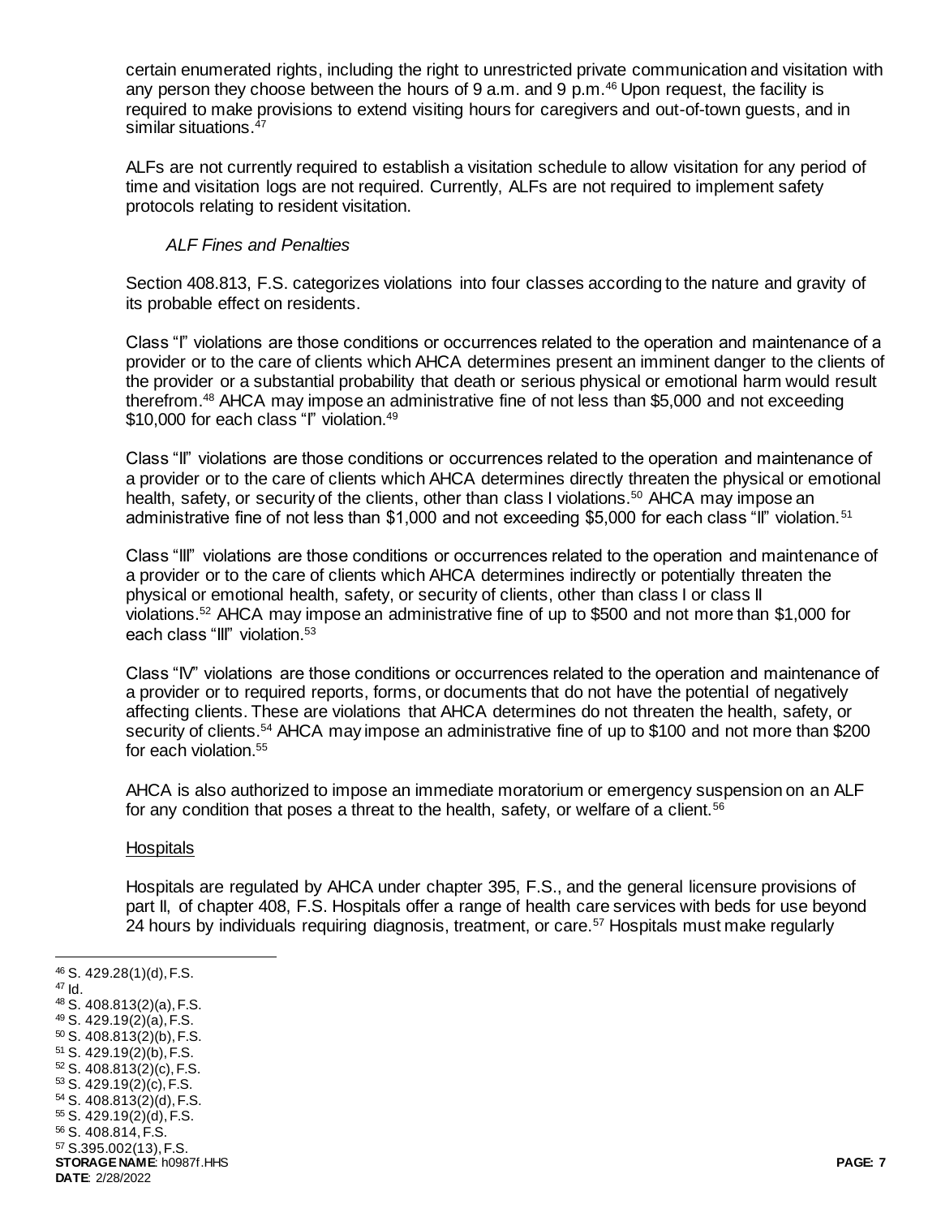certain enumerated rights, including the right to unrestricted private communication and visitation with any person they choose between the hours of 9 a.m. and 9 p.m.[46] Upon request, the facility is required to make provisions to extend visiting hours for caregivers and out-of-town guests, and in similar situations.[47]

ALFs are not currently required to establish a visitation schedule to allow visitation for any period of time and visitation logs are not required. Currently, ALFs are not required to implement safety protocols relating to resident visitation.

*ALF Fines and Penalties*

Section 408.813, F.S. categorizes violations into four classes according to the nature and gravity of its probable effect on residents.

Class "I" violations are those conditions or occurrences related to the operation and maintenance of a provider or to the care of clients which AHCA determines present an imminent danger to the clients of the provider or a substantial probability that death or serious physical or emotional harm would result therefrom.[48] AHCA may impose an administrative fine of not less than $5,000 and not exceeding $10,000 for each class "I" violation.[49]

Class "II" violations are those conditions or occurrences related to the operation and maintenance of a provider or to the care of clients which AHCA determines directly threaten the physical or emotional health, safety, or security of the clients, other than class I violations.[50] AHCA may impose an administrative fine of not less than $1,000 and not exceeding $5,000 for each class "II" violation.[51]

Class "III" violations are those conditions or occurrences related to the operation and maintenance of a provider or to the care of clients which AHCA determines indirectly or potentially threaten the physical or emotional health, safety, or security of clients, other than class I or class II violations.[52] AHCA may impose an administrative fine of up to $500 and not more than $1,000 for each class "III" violation.[53]

Class "IV" violations are those conditions or occurrences related to the operation and maintenance of a provider or to required reports, forms, or documents that do not have the potential of negatively affecting clients. These are violations that AHCA determines do not threaten the health, safety, or security of clients.[54] AHCA may impose an administrative fine of up to $100 and not more than $200 for each violation.[55]

AHCA is also authorized to impose an immediate moratorium or emergency suspension on an ALF for any condition that poses a threat to the health, safety, or welfare of a client.[56]

Hospitals

Hospitals are regulated by AHCA under chapter 395, F.S., and the general licensure provisions of part II, of chapter 408, F.S. Hospitals offer a range of health care services with beds for use beyond 24 hours by individuals requiring diagnosis, treatment, or care.[57] Hospitals must make regularly

---

[46] S. 429.28(1)(d), F.S.
[47] Id.
[48] S. 408.813(2)(a), F.S.
[49] S. 429.19(2)(a), F.S.
[50] S. 408.813(2)(b), F.S.
[51] S. 429.19(2)(b), F.S.
[52] S. 408.813(2)(c), F.S.
[53] S. 429.19(2)(c), F.S.
[54] S. 408.813(2)(d), F.S.
[55] S. 429.19(2)(d), F.S.
[56] S. 408.814, F.S.
[57] S.395.002(13), F.S.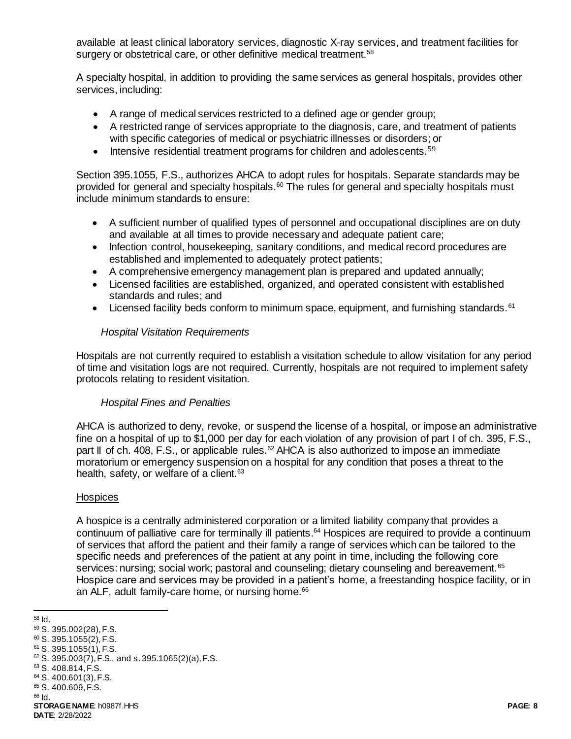available at least clinical laboratory services, diagnostic X-ray services, and treatment facilities for surgery or obstetrical care, or other definitive medical treatment.[58]

A specialty hospital, in addition to providing the same services as general hospitals, provides other services, including:

- A range of medical services restricted to a defined age or gender group;
- A restricted range of services appropriate to the diagnosis, care, and treatment of patients with specific categories of medical or psychiatric illnesses or disorders; or
- Intensive residential treatment programs for children and adolescents.[59]

Section 395.1055, F.S., authorizes AHCA to adopt rules for hospitals. Separate standards may be provided for general and specialty hospitals.[60] The rules for general and specialty hospitals must include minimum standards to ensure:

- A sufficient number of qualified types of personnel and occupational disciplines are on duty and available at all times to provide necessary and adequate patient care;
- Infection control, housekeeping, sanitary conditions, and medical record procedures are established and implemented to adequately protect patients;
- A comprehensive emergency management plan is prepared and updated annually;
- Licensed facilities are established, organized, and operated consistent with established standards and rules; and
- Licensed facility beds conform to minimum space, equipment, and furnishing standards.[61]

*Hospital Visitation Requirements*

Hospitals are not currently required to establish a visitation schedule to allow visitation for any period of time and visitation logs are not required. Currently, hospitals are not required to implement safety protocols relating to resident visitation.

*Hospital Fines and Penalties*

AHCA is authorized to deny, revoke, or suspend the license of a hospital, or impose an administrative fine on a hospital of up to $1,000 per day for each violation of any provision of part I of ch. 395, F.S., part II of ch. 408, F.S., or applicable rules.[62] AHCA is also authorized to impose an immediate moratorium or emergency suspension on a hospital for any condition that poses a threat to the health, safety, or welfare of a client.[63]

<u>Hospices</u>

A hospice is a centrally administered corporation or a limited liability company that provides a continuum of palliative care for terminally ill patients.[64] Hospices are required to provide a continuum of services that afford the patient and their family a range of services which can be tailored to the specific needs and preferences of the patient at any point in time, including the following core services: nursing; social work; pastoral and counseling; dietary counseling and bereavement.[65] Hospice care and services may be provided in a patient's home, a freestanding hospice facility, or in an ALF, adult family-care home, or nursing home.[66]

---

[58] Id.
[59] S. 395.002(28), F.S.
[60] S. 395.1055(2), F.S.
[61] S. 395.1055(1), F.S.
[62] S. 395.003(7), F.S., and s. 395.1065(2)(a), F.S.
[63] S. 408.814, F.S.
[64] S. 400.601(3), F.S.
[65] S. 400.609, F.S.
[66] Id.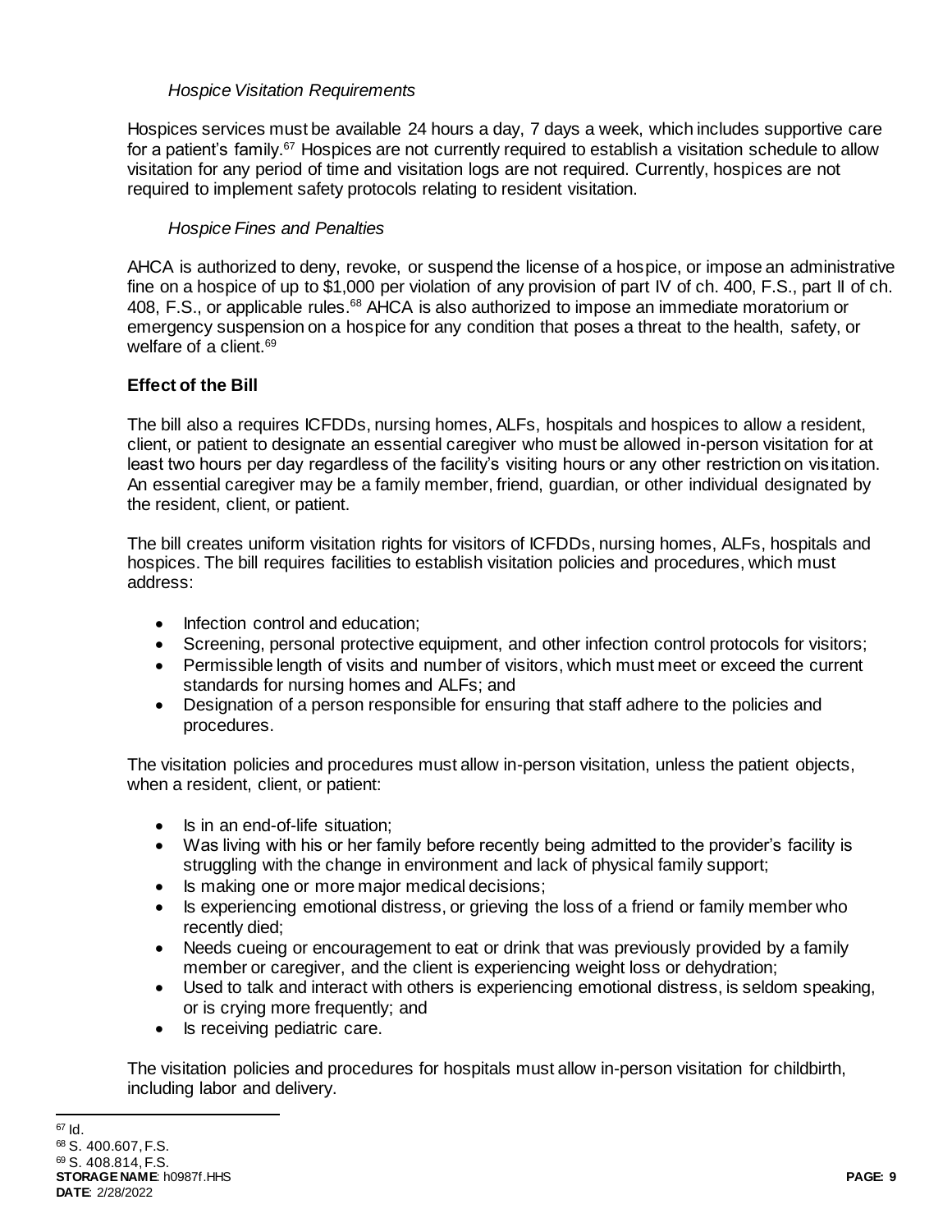*Hospice Visitation Requirements*

Hospices services must be available 24 hours a day, 7 days a week, which includes supportive care for a patient's family.[67] Hospices are not currently required to establish a visitation schedule to allow visitation for any period of time and visitation logs are not required. Currently, hospices are not required to implement safety protocols relating to resident visitation.

*Hospice Fines and Penalties*

AHCA is authorized to deny, revoke, or suspend the license of a hospice, or impose an administrative fine on a hospice of up to $1,000 per violation of any provision of part IV of ch. 400, F.S., part II of ch. 408, F.S., or applicable rules.[68] AHCA is also authorized to impose an immediate moratorium or emergency suspension on a hospice for any condition that poses a threat to the health, safety, or welfare of a client.[69]

**Effect of the Bill**

The bill also a requires ICFDDs, nursing homes, ALFs, hospitals and hospices to allow a resident, client, or patient to designate an essential caregiver who must be allowed in-person visitation for at least two hours per day regardless of the facility's visiting hours or any other restriction on visitation. An essential caregiver may be a family member, friend, guardian, or other individual designated by the resident, client, or patient.

The bill creates uniform visitation rights for visitors of ICFDDs, nursing homes, ALFs, hospitals and hospices. The bill requires facilities to establish visitation policies and procedures, which must address:

- Infection control and education;
- Screening, personal protective equipment, and other infection control protocols for visitors;
- Permissible length of visits and number of visitors, which must meet or exceed the current standards for nursing homes and ALFs; and
- Designation of a person responsible for ensuring that staff adhere to the policies and procedures.

The visitation policies and procedures must allow in-person visitation, unless the patient objects, when a resident, client, or patient:

- Is in an end-of-life situation;
- Was living with his or her family before recently being admitted to the provider's facility is struggling with the change in environment and lack of physical family support;
- Is making one or more major medical decisions;
- Is experiencing emotional distress, or grieving the loss of a friend or family member who recently died;
- Needs cueing or encouragement to eat or drink that was previously provided by a family member or caregiver, and the client is experiencing weight loss or dehydration;
- Used to talk and interact with others is experiencing emotional distress, is seldom speaking, or is crying more frequently; and
- Is receiving pediatric care.

The visitation policies and procedures for hospitals must allow in-person visitation for childbirth, including labor and delivery.

---

[67] Id.

[68] S. 400.607, F.S.

[69] S. 408.814, F.S.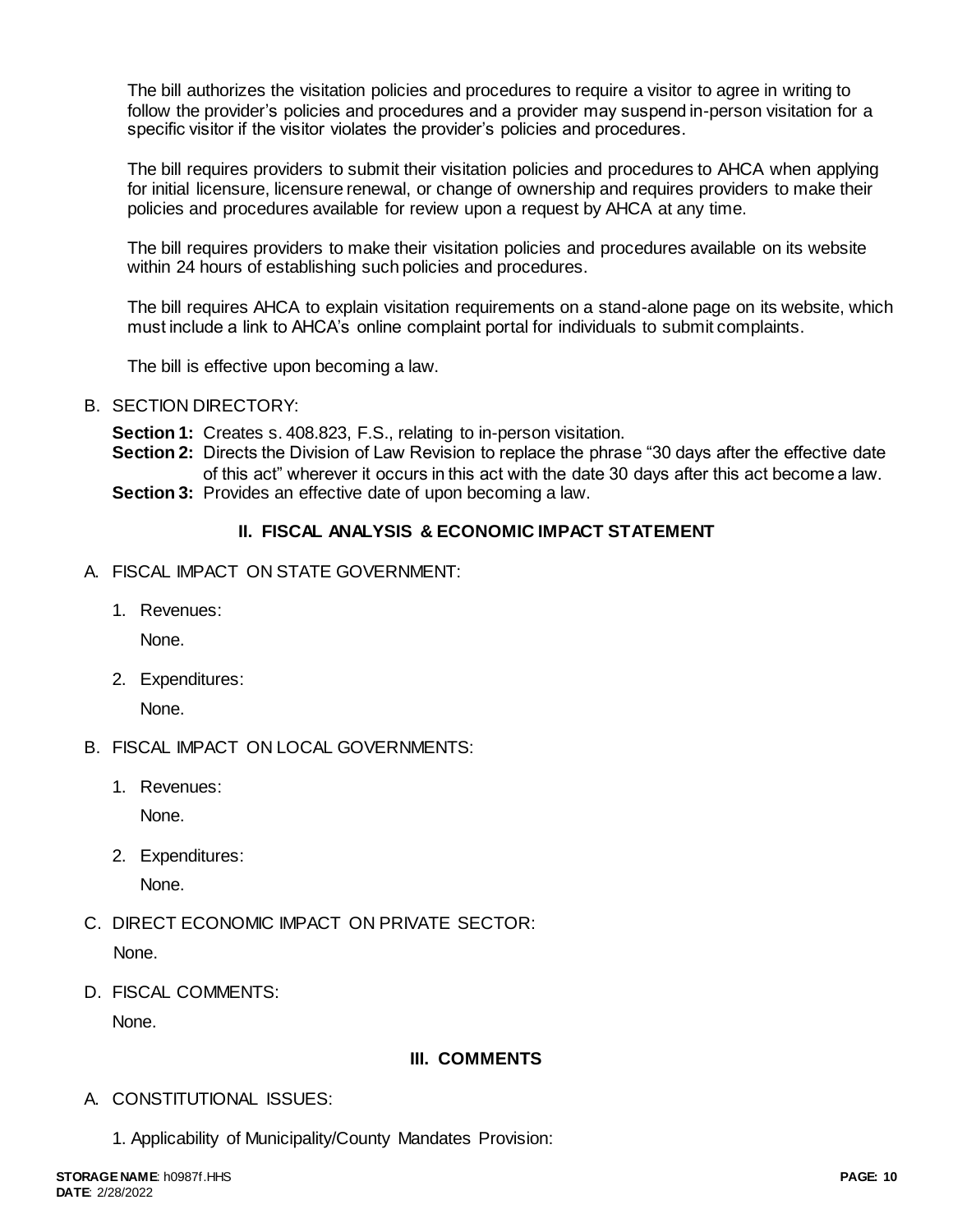The bill authorizes the visitation policies and procedures to require a visitor to agree in writing to follow the provider's policies and procedures and a provider may suspend in-person visitation for a specific visitor if the visitor violates the provider's policies and procedures.

The bill requires providers to submit their visitation policies and procedures to AHCA when applying for initial licensure, licensure renewal, or change of ownership and requires providers to make their policies and procedures available for review upon a request by AHCA at any time.

The bill requires providers to make their visitation policies and procedures available on its website within 24 hours of establishing such policies and procedures.

The bill requires AHCA to explain visitation requirements on a stand-alone page on its website, which must include a link to AHCA's online complaint portal for individuals to submit complaints.

The bill is effective upon becoming a law.

B. SECTION DIRECTORY:

**Section 1:** Creates s. 408.823, F.S., relating to in-person visitation.
**Section 2:** Directs the Division of Law Revision to replace the phrase "30 days after the effective date of this act" wherever it occurs in this act with the date 30 days after this act become a law.
**Section 3:** Provides an effective date of upon becoming a law.

## II. FISCAL ANALYSIS & ECONOMIC IMPACT STATEMENT

A. FISCAL IMPACT ON STATE GOVERNMENT:

1. Revenues:

   None.

2. Expenditures:

   None.

B. FISCAL IMPACT ON LOCAL GOVERNMENTS:

1. Revenues:

   None.

2. Expenditures:

   None.

C. DIRECT ECONOMIC IMPACT ON PRIVATE SECTOR:

None.

D. FISCAL COMMENTS:

None.

## III. COMMENTS

A. CONSTITUTIONAL ISSUES:

1. Applicability of Municipality/County Mandates Provision: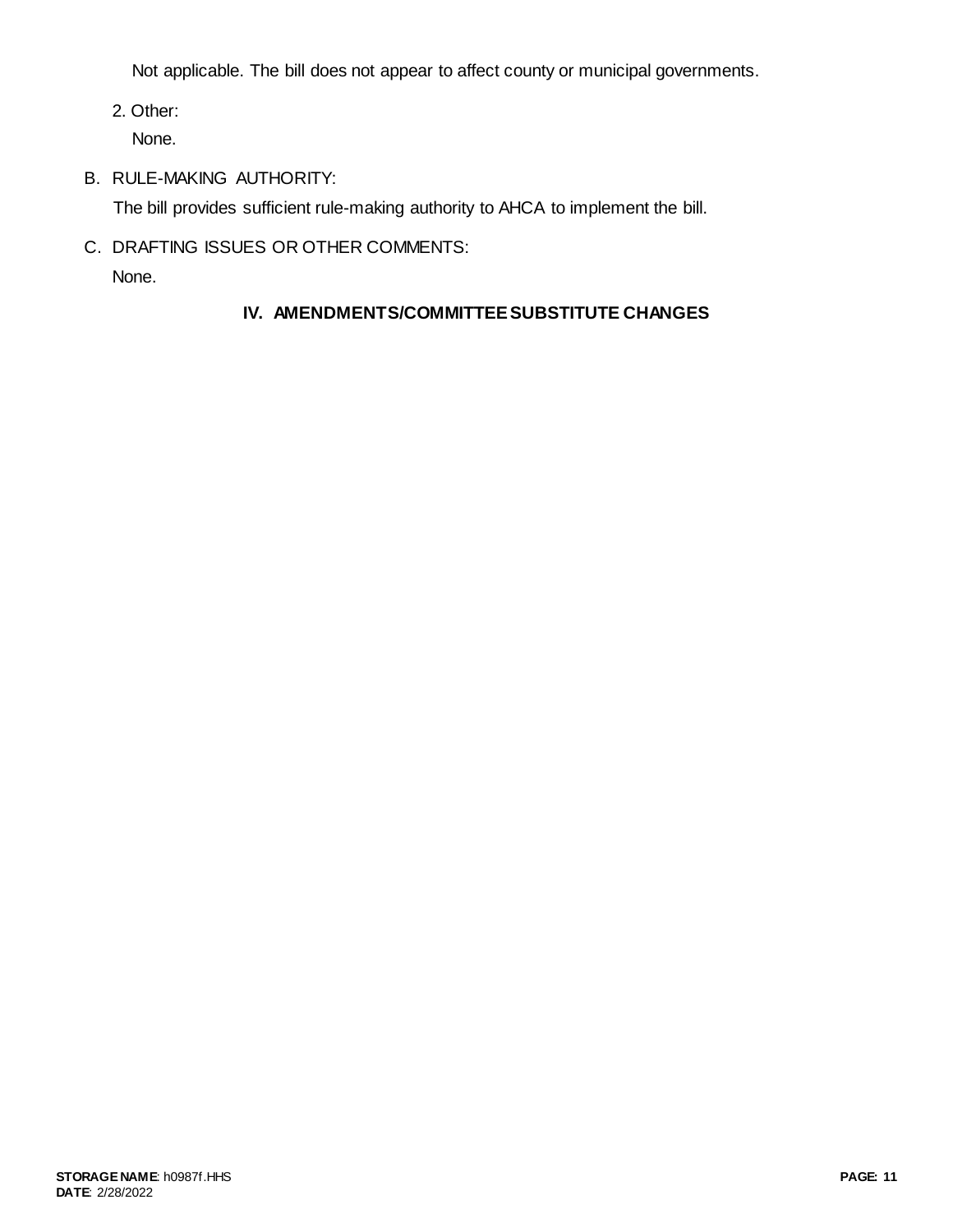Not applicable. The bill does not appear to affect county or municipal governments.

2. Other:

None.

B. RULE-MAKING AUTHORITY:

The bill provides sufficient rule-making authority to AHCA to implement the bill.

C. DRAFTING ISSUES OR OTHER COMMENTS:

None.

## IV. AMENDMENTS/COMMITTEE SUBSTITUTE CHANGES